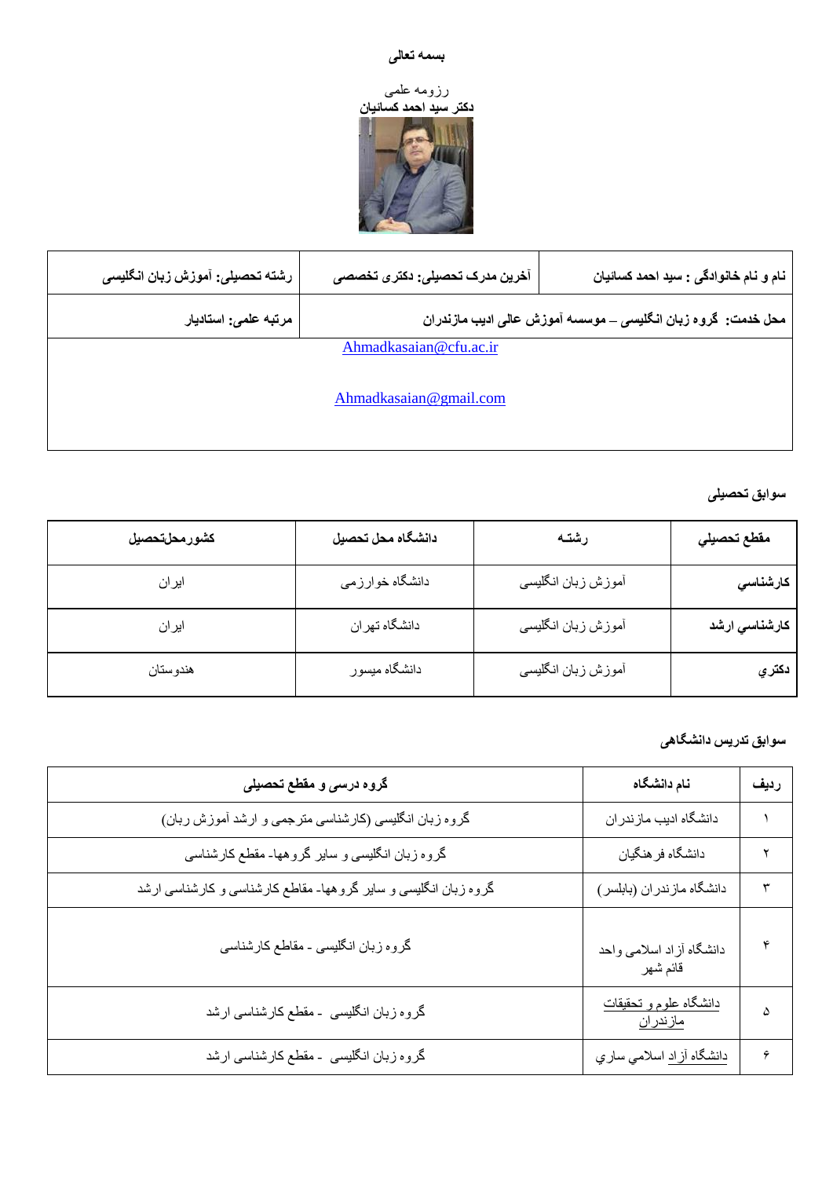**بسمه تعالی**

رزومه علمی

**دکتر سید احمد کسائیان**

| نام و نام خانوادگی : سید احمد کسائیان | آخرین مدرک تحصیلی: دکتری تخصصی | رشته تحصیلی: آموزش زبان انگلیسی |
|---|---|---|
| محل خدمت: گروه زبان انگلیسی – موسسه آموزش عالی ادیب مازندران | | مرتبه علمی: استادیار |
| Ahmadkasaian@cfu.ac.ir<br><br>Ahmadkasaian@gmail.com | | |

## سوابق تحصیلی

| مقطع تحصيلي | رشته | دانشگاه محل تحصیل | کشورمحلتحصیل |
|---|---|---|---|
| **كارشناسي** | آموزش زبان انگلیسی | دانشگاه خوارزمی | ایران |
| **كارشناسي ارشد** | آموزش زبان انگلیسی | دانشگاه تهران | ایران |
| **دكتري** | آموزش زبان انگلیسی | دانشگاه میسور | هندوستان |

## سوابق تدریس دانشگاهی

| ردیف | نام دانشگاه | گروه درسی و مقطع تحصیلی |
|---|---|---|
| ۱ | دانشگاه ادیب مازندران | گروه زبان انگلیسی (کارشناسی مترجمی و ارشد آموزش زبان) |
| ۲ | دانشگاه فرهنگیان | گروه زبان انگلیسی و سایر گروهها- مقطع کارشناسی |
| ۳ | دانشگاه مازندران (بابلسر) | گروه زبان انگلیسی و سایر گروهها- مقاطع کارشناسی و کارشناسی ارشد |
| ۴ | دانشگاه آزاد اسلامی واحد قائم شهر | گروه زبان انگلیسی - مقاطع کارشناسی |
| ۵ | دانشگاه علوم و تحقیقات مازندران | گروه زبان انگلیسی - مقطع کارشناسی ارشد |
| ۶ | دانشگاه آزاد اسلامي ساري | گروه زبان انگلیسی - مقطع کارشناسی ارشد |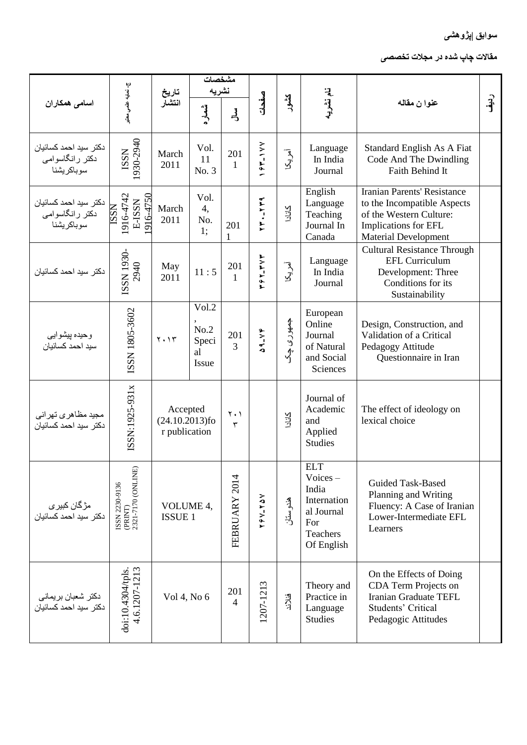## سوابق پژوهشی

### مقالات چاپ شده در مجلات تخصصی

| ردیف | عنوان مقاله | نام نشریه | کشور | صفحات | مشخصات نشریه: سال | مشخصات نشریه: شماره | تاریخ انتشار | ش. شناسه علمی معتبر | اسامی همکاران |
|---|---|---|---|---|---|---|---|---|---|
| | Standard English As A Fiat Code And The Dwindling Faith Behind It | Language In India Journal | آمریکا | ۱۶۳-۱۷۷ | 2011 | Vol. 11 No. 3 | March 2011 | ISSN 1930-2940 | دکتر سید احمد کسائیان دکتر رانگاسوامی سوباکریشنا |
| | Iranian Parents' Resistance to the Incompatible Aspects of the Western Culture: Implications for EFL Material Development | English Language Teaching Journal In Canada | کانادا | ۲۳۰-۲۳۹ | 2011 | Vol. 4, No. 1; | March 2011 | ISSN 1916-4742 E-ISSN 1916-4750 | دکتر سید احمد کسائیان دکتر رانگاسوامی سوباکریشنا |
| | Cultural Resistance Through EFL Curriculum Development: Three Conditions for its Sustainability | Language In India Journal | آمریکا | ۳۶۲-۳۷۳ | 2011 | 11 : 5 | May 2011 | ISSN 1930-2940 | دکتر سید احمد کسائیان |
| | Design, Construction, and Validation of a Critical Pedagogy Attitude Questionnaire in Iran | European Online Journal of Natural and Social Sciences | جمهوری چک | ۵۹-۷۴ | 2013 | Vol.2, No.2 Special Issue | ۲۰۱۳ | ISSN 1805-3602 | وحیده پیشوایی سید احمد کسائیان |
| | The effect of ideology on lexical choice | Journal of Academic and Applied Studies | کانادا | | ۲۰۱۳ | Accepted (24.10.2013)for publication | | ISSN:1925-931x | مجید مظاهری تهرانی دکتر سید احمد کسائیان |
| | Guided Task-Based Planning and Writing Fluency: A Case of Iranian Lower-Intermediate EFL Learners | ELT Voices – India International Journal For Teachers Of English | هندوستان | ۲۴۷-۲۵۷ | FEBRUARY 2014 | VOLUME 4, ISSUE 1 | | ISSN 2230-9136 (PRINT) 2321-7170 (ONLINE) | مژگان کبیری دکتر سید احمد کسائیان |
| | On the Effects of Doing CDA Term Projects on Iranian Graduate TEFL Students' Critical Pedagogic Attitudes | Theory and Practice in Language Studies | فنلاند | 1207-1213 | 2014 | Vol 4, No 6 | | doi:10.4304/tpls.4.6.1207-1213 | دکتر شعبان بریمانی دکتر سید احمد کسائیان |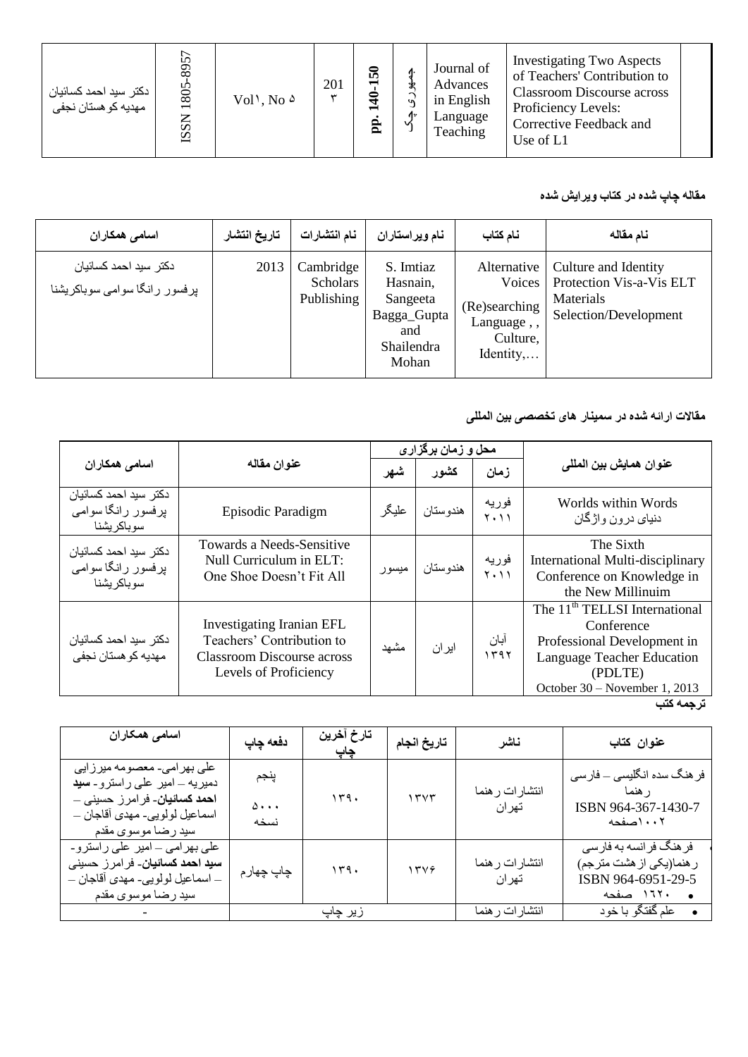| دکتر سید احمد کسائیان مهدیه کوهستان نجفی | ISSN 1805-8957 | Vol۱, No ۵ | 2013 | pp. 140-150 | جمهوری چک | Journal of Advances in English Language Teaching | Investigating Two Aspects of Teachers' Contribution to Classroom Discourse across Proficiency Levels: Corrective Feedback and Use of L1 | |
|---|---|---|---|---|---|---|---|---|

**مقاله چاپ شده در کتاب ویرایش شده**

| اسامی همکاران | تاریخ انتشار | نام انتشارات | نام ویراستاران | نام کتاب | نام مقاله |
|---|---|---|---|---|---|
| دکتر سید احمد کسائیان پرفسور رانگا سوامی سوباکریشنا | 2013 | Cambridge Scholars Publishing | S. Imtiaz Hasnain, Sangeeta Bagga_Gupta and Shailendra Mohan | Alternative Voices (Re)searching Language , , Culture, Identity,… | Culture and Identity Protection Vis-a-Vis ELT Materials Selection/Development |

**مقالات ارائه شده در سمینار های تخصصی بین المللی**

| اسامی همکاران | عنوان مقاله | محل و زمان برگزاری | | | عنوان همایش بین المللی |
|---|---|---|---|---|---|
| | | شهر | کشور | زمان | |
| دکتر سید احمد کسائیان پرفسور رانگا سوامی سوباکریشنا | Episodic Paradigm | علیگر | هندوستان | فوریه ۲۰۱۱ | Worlds within Words دنیای درون واژگان |
| دکتر سید احمد کسائیان پرفسور رانگا سوامی سوباکریشنا | Towards a Needs-Sensitive Null Curriculum in ELT: One Shoe Doesn't Fit All | میسور | هندوستان | فوریه ۲۰۱۱ | The Sixth International Multi-disciplinary Conference on Knowledge in the New Millinuim |
| دکتر سید احمد کسائیان مهدیه کوهستان نجفی | Investigating Iranian EFL Teachers' Contribution to Classroom Discourse across Levels of Proficiency | مشهد | ایران | آبان ۱۳۹۲ | The 11th TELLSI International Conference Professional Development in Language Teacher Education (PDLTE) October 30 – November 1, 2013 |

**ترجمه کتب**

| اسامی همکاران | دفعه چاپ | تارخ آخرین چاپ | تاریخ انجام | ناشر | عنوان کتاب |
|---|---|---|---|---|---|
| علی بهرامی- معصومه میرزایی دمیریه – امیر علی راسترو- **سید احمد کسائیان**- فرامرز حسینی – اسماعیل لولویی- مهدی آقاجان – سید رضا موسوی مقدم | پنجم ۵۰۰۰ نسخه | ۱۳۹۰ | ۱۳۷۳ | انتشارات رهنما تهران | فرهنگ سده انگلیسی – فارسی رهنما ISBN 964-367-1430-7 ۱۰۰۲صفحه |
| علی بهرامی – امیر علی راسترو- **سید احمد کسائیان**- فرامرز حسینی – اسماعیل لولویی- مهدی آقاجان – سید رضا موسوی مقدم | چاپ چهارم | ۱۳۹۰ | ۱۳۷۶ | انتشارات رهنما تهران | فرهنگ فرانسه به فارسی رهنما(یکی از هشت مترجم) ISBN 964-6951-29-5 • ۱۶۲۰ صفحه |
| - | زیر چاپ | | | انتشارات رهنما | • علم گفتگو با خود |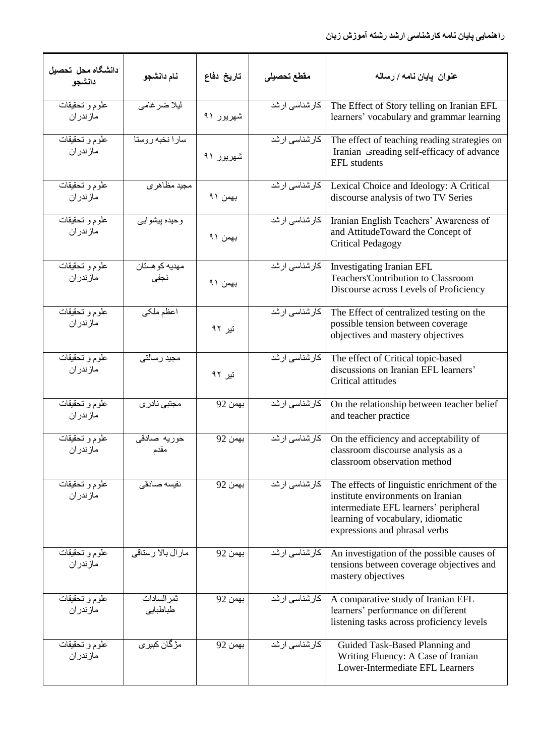راهنمایی پایان نامه کارشناسی ارشد رشته آموزش زبان

| دانشگاه محل تحصیل دانشجو | نام دانشجو | تاریخ دفاع | مقطع تحصیلی | عنوان پایان نامه / رساله |
|---|---|---|---|---|
| علوم و تحقیقات مازندران | لیلا ضرغامی | شهریور ۹۱ | کارشناسی ارشد | The Effect of Story telling on Iranian EFL learners' vocabulary and grammar learning |
| علوم و تحقیقات مازندران | سارا نخبه روستا | شهریور ۹۱ | کارشناسی ارشد | The effect of teaching reading strategies on Iranian ی reading self-efficacy of advance EFL students |
| علوم و تحقیقات مازندران | مجید مظاهری | بهمن ۹۱ | کارشناسی ارشد | Lexical Choice and Ideology: A Critical discourse analysis of two TV Series |
| علوم و تحقیقات مازندران | وحیده پیشوایی | بهمن ۹۱ | کارشناسی ارشد | Iranian English Teachers' Awareness of and AttitudeToward the Concept of Critical Pedagogy |
| علوم و تحقیقات مازندران | مهدیه کوهستان نجفی | بهمن ۹۱ | کارشناسی ارشد | Investigating Iranian EFL Teachers'Contribution to Classroom Discourse across Levels of Proficiency |
| علوم و تحقیقات مازندران | اعظم ملکی | تیر ۹۲ | کارشناسی ارشد | The Effect of centralized testing on the possible tension between coverage objectives and mastery objectives |
| علوم و تحقیقات مازندران | مجید رسالتی | تیر ۹۲ | کارشناسی ارشد | The effect of Critical topic-based discussions on Iranian EFL learners' Critical attitudes |
| علوم و تحقیقات مازندران | مجتبی نادری | بهمن 92 | کارشناسی ارشد | On the relationship between teacher belief and teacher practice |
| علوم و تحقیقات مازندران | حوریه صادقی مقدم | بهمن 92 | کارشناسی ارشد | On the efficiency and acceptability of classroom discourse analysis as a classroom observation method |
| علوم و تحقیقات مازندران | نفیسه صادقی | بهمن 92 | کارشناسی ارشد | The effects of linguistic enrichment of the institute environments on Iranian intermediate EFL learners' peripheral learning of vocabulary, idiomatic expressions and phrasal verbs |
| علوم و تحقیقات مازندران | مارال بالا رستاقی | بهمن 92 | کارشناسی ارشد | An investigation of the possible causes of tensions between coverage objectives and mastery objectives |
| علوم و تحقیقات مازندران | ثمرالسادات طباطبایی | بهمن 92 | کارشناسی ارشد | A comparative study of Iranian EFL learners' performance on different listening tasks across proficiency levels |
| علوم و تحقیقات مازندران | مژگان کبیری | بهمن 92 | کارشناسی ارشد | Guided Task-Based Planning and Writing Fluency: A Case of Iranian Lower-Intermediate EFL Learners |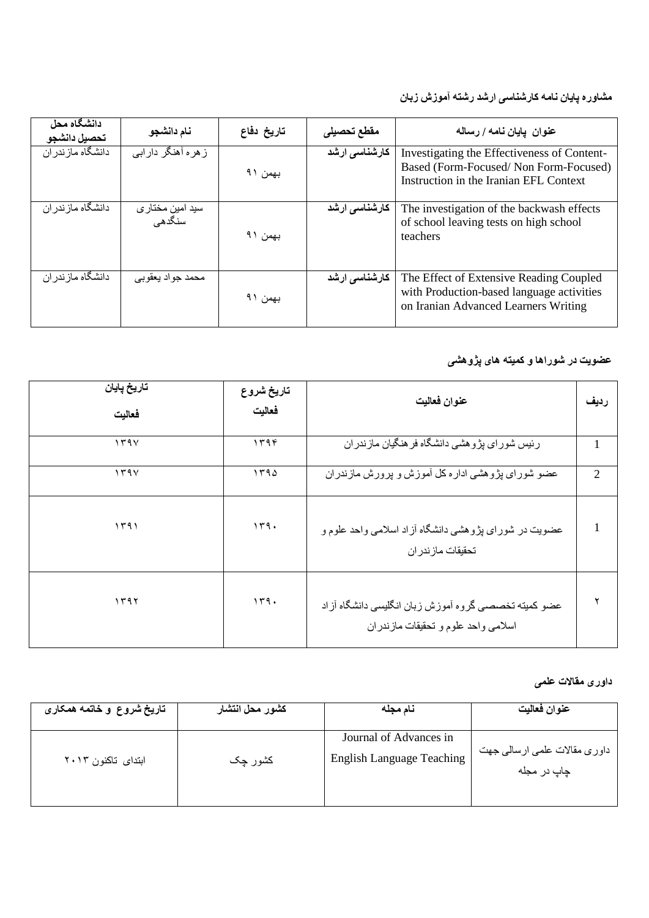**مشاوره پایان نامه کارشناسی ارشد رشته آموزش زبان**

| عنوان پایان نامه / رساله | مقطع تحصیلی | تاریخ دفاع | نام دانشجو | دانشگاه محل تحصیل دانشجو |
|---|---|---|---|---|
| Investigating the Effectiveness of Content-Based (Form-Focused/ Non Form-Focused) Instruction in the Iranian EFL Context | کارشناسی ارشد | بهمن ۹۱ | زهره آهنگر دارابی | دانشگاه مازندران |
| The investigation of the backwash effects of school leaving tests on high school teachers | کارشناسی ارشد | بهمن ۹۱ | سید امین مختاری سنگدهی | دانشگاه مازندران |
| The Effect of Extensive Reading Coupled with Production-based language activities on Iranian Advanced Learners Writing | کارشناسی ارشد | بهمن ۹۱ | محمد جواد یعقوبی | دانشگاه مازندران |

**عضویت در شوراها و کمیته های پژوهشی**

| ردیف | عنوان فعالیت | تاریخ شروع فعالیت | تاریخ پایان فعالیت |
|---|---|---|---|
| 1 | رئیس شورای پژوهشی دانشگاه فرهنگیان مازندران | ۱۳۹۴ | ۱۳۹۷ |
| 2 | عضو شورای پژوهشی اداره کل آموزش و پرورش مازندران | ۱۳۹۵ | ۱۳۹۷ |
| 1 | عضویت در شورای پژوهشی دانشگاه آزاد اسلامی واحد علوم و تحقیقات مازندران | ۱۳۹۰ | ۱۳۹۱ |
| ۲ | عضو کمیته تخصصی گروه آموزش زبان انگلیسی دانشگاه آزاد اسلامی واحد علوم و تحقیقات مازندران | ۱۳۹۰ | ۱۳۹۲ |

**داوری مقالات علمی**

| عنوان فعالیت | نام مجله | کشور محل انتشار | تاریخ شروع و خاتمه همکاری |
|---|---|---|---|
| داوری مقالات علمی ارسالی جهت چاپ در مجله | Journal of Advances in English Language Teaching | کشور چک | ابتدای تاکنون ۲۰۱۳ |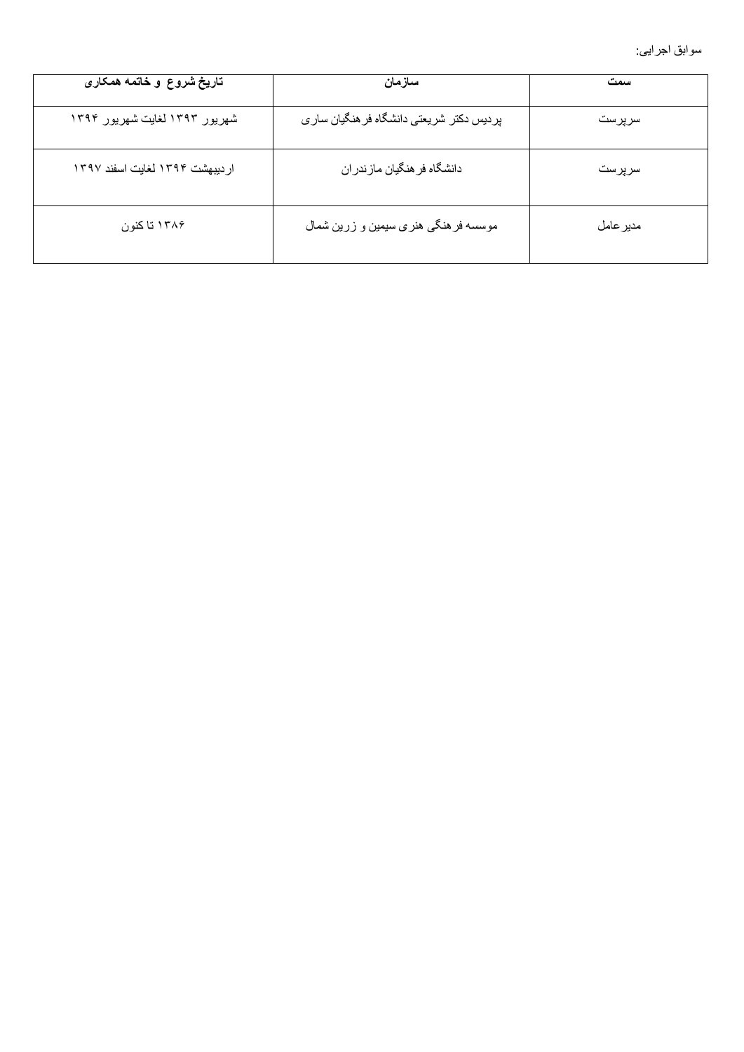سوابق اجرایی:

| سمت | سازمان | تاریخ شروع و خاتمه همکاری |
|---|---|---|
| سرپرست | پردیس دکتر شریعتی دانشگاه فرهنگیان ساری | شهریور ۱۳۹۳ لغایت شهریور ۱۳۹۴ |
| سرپرست | دانشگاه فرهنگیان مازندران | اردیبهشت ۱۳۹۴ لغایت اسفند ۱۳۹۷ |
| مدیرعامل | موسسه فرهنگی هنری سیمین و زرین شمال | ۱۳۸۶ تا کنون |